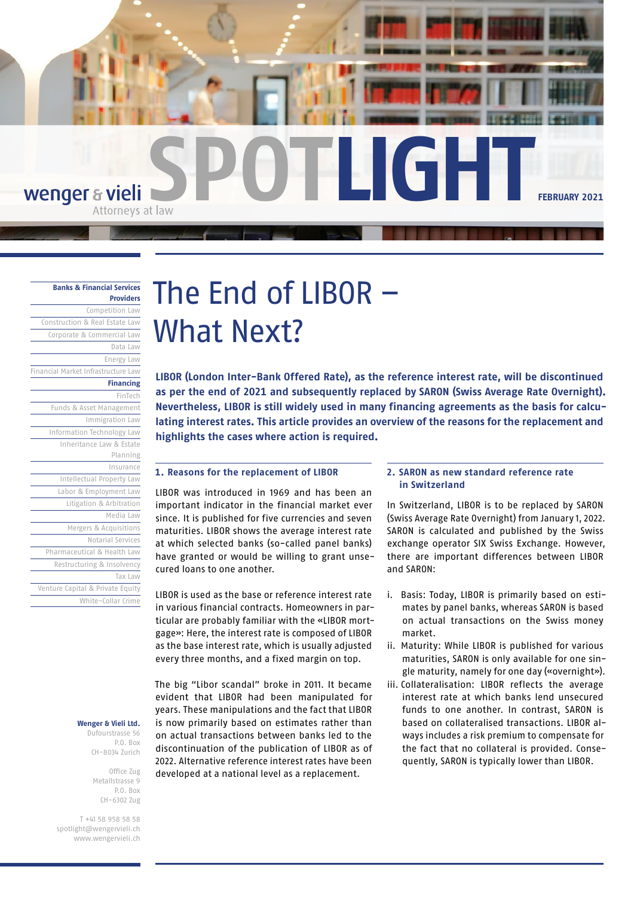wenger & vieli
Attorneys at law

SPOTLIGHT

FEBRUARY 2021

**Banks & Financial Services Providers**
Competition Law
Construction & Real Estate Law
Corporate & Commercial Law
Data Law
Energy Law
Financial Market Infrastructure Law
**Financing**
FinTech
Funds & Asset Management
Immigration Law
Information Technology Law
Inheritance Law & Estate Planning
Insurance
Intellectual Property Law
Labor & Employment Law
Litigation & Arbitration
Media Law
Mergers & Acquisitions
Notarial Services
Pharmaceutical & Health Law
Restructuring & Insolvency
Tax Law
Venture Capital & Private Equity
White-Collar Crime

# The End of LIBOR – What Next?

**LIBOR (London Inter-Bank Offered Rate), as the reference interest rate, will be discontinued as per the end of 2021 and subsequently replaced by SARON (Swiss Average Rate Overnight). Nevertheless, LIBOR is still widely used in many financing agreements as the basis for calculating interest rates. This article provides an overview of the reasons for the replacement and highlights the cases where action is required.**

## 1. Reasons for the replacement of LIBOR

LIBOR was introduced in 1969 and has been an important indicator in the financial market ever since. It is published for five currencies and seven maturities. LIBOR shows the average interest rate at which selected banks (so-called panel banks) have granted or would be willing to grant unsecured loans to one another.

LIBOR is used as the base or reference interest rate in various financial contracts. Homeowners in particular are probably familiar with the «LIBOR mortgage»: Here, the interest rate is composed of LIBOR as the base interest rate, which is usually adjusted every three months, and a fixed margin on top.

The big "Libor scandal" broke in 2011. It became evident that LIBOR had been manipulated for years. These manipulations and the fact that LIBOR is now primarily based on estimates rather than on actual transactions between banks led to the discontinuation of the publication of LIBOR as of 2022. Alternative reference interest rates have been developed at a national level as a replacement.

## 2. SARON as new standard reference rate in Switzerland

In Switzerland, LIBOR is to be replaced by SARON (Swiss Average Rate Overnight) from January 1, 2022. SARON is calculated and published by the Swiss exchange operator SIX Swiss Exchange. However, there are important differences between LIBOR and SARON:

i. Basis: Today, LIBOR is primarily based on estimates by panel banks, whereas SARON is based on actual transactions on the Swiss money market.
ii. Maturity: While LIBOR is published for various maturities, SARON is only available for one single maturity, namely for one day («overnight»).
iii. Collateralisation: LIBOR reflects the average interest rate at which banks lend unsecured funds to one another. In contrast, SARON is based on collateralised transactions. LIBOR always includes a risk premium to compensate for the fact that no collateral is provided. Consequently, SARON is typically lower than LIBOR.

**Wenger & Vieli Ltd.**
Dufourstrasse 56
P.O. Box
CH-8034 Zurich

Office Zug
Metallstrasse 9
P.O. Box
CH-6302 Zug

T +41 58 958 58 58
spotlight@wengervieli.ch
www.wengervieli.ch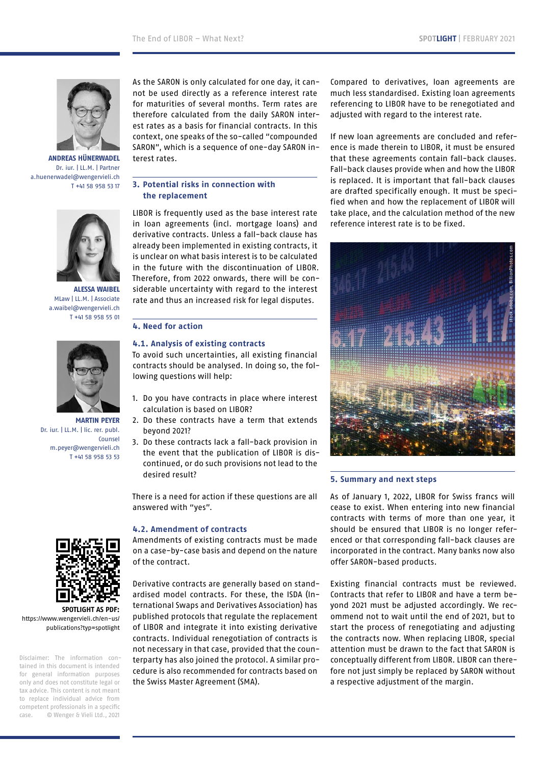**ANDREAS HÜNERWADEL**
Dr. iur. | LL.M. | Partner
a.huenerwadel@wengervieli.ch
T +41 58 958 53 17

**ALESSA WAIBEL**
MLaw | LL.M. | Associate
a.waibel@wengervieli.ch
T +41 58 958 55 01

**MARTIN PEYER**
Dr. iur. | LL.M. | lic. rer. publ.
Counsel
m.peyer@wengervieli.ch
T +41 58 958 53 53

As the SARON is only calculated for one day, it cannot be used directly as a reference interest rate for maturities of several months. Term rates are therefore calculated from the daily SARON interest rates as a basis for financial contracts. In this context, one speaks of the so-called "compounded SARON", which is a sequence of one-day SARON interest rates.

## 3. Potential risks in connection with the replacement

LIBOR is frequently used as the base interest rate in loan agreements (incl. mortgage loans) and derivative contracts. Unless a fall-back clause has already been implemented in existing contracts, it is unclear on what basis interest is to be calculated in the future with the discontinuation of LIBOR. Therefore, from 2022 onwards, there will be considerable uncertainty with regard to the interest rate and thus an increased risk for legal disputes.

## 4. Need for action

### 4.1. Analysis of existing contracts

To avoid such uncertainties, all existing financial contracts should be analysed. In doing so, the following questions will help:

1. Do you have contracts in place where interest calculation is based on LIBOR?
2. Do these contracts have a term that extends beyond 2021?
3. Do these contracts lack a fall-back provision in the event that the publication of LIBOR is discontinued, or do such provisions not lead to the desired result?

There is a need for action if these questions are all answered with "yes".

### 4.2. Amendment of contracts

Amendments of existing contracts must be made on a case-by-case basis and depend on the nature of the contract.

Derivative contracts are generally based on standardised model contracts. For these, the ISDA (International Swaps and Derivatives Association) has published protocols that regulate the replacement of LIBOR and integrate it into existing derivative contracts. Individual renegotiation of contracts is not necessary in that case, provided that the counterparty has also joined the protocol. A similar procedure is also recommended for contracts based on the Swiss Master Agreement (SMA).

Compared to derivatives, loan agreements are much less standardised. Existing loan agreements referencing to LIBOR have to be renegotiated and adjusted with regard to the interest rate.

If new loan agreements are concluded and reference is made therein to LIBOR, it must be ensured that these agreements contain fall-back clauses. Fall-back clauses provide when and how the LIBOR is replaced. It is important that fall-back clauses are drafted specifically enough. It must be specified when and how the replacement of LIBOR will take place, and the calculation method of the new reference interest rate is to be fixed.

stock.adobe.com, BillionPhotos.com

## 5. Summary and next steps

As of January 1, 2022, LIBOR for Swiss francs will cease to exist. When entering into new financial contracts with terms of more than one year, it should be ensured that LIBOR is no longer referenced or that corresponding fall-back clauses are incorporated in the contract. Many banks now also offer SARON-based products.

Existing financial contracts must be reviewed. Contracts that refer to LIBOR and have a term beyond 2021 must be adjusted accordingly. We recommend not to wait until the end of 2021, but to start the process of renegotiating and adjusting the contracts now. When replacing LIBOR, special attention must be drawn to the fact that SARON is conceptually different from LIBOR. LIBOR can therefore not just simply be replaced by SARON without a respective adjustment of the margin.

**SPOTLIGHT AS PDF:**
https://www.wengervieli.ch/en-us/publications?typ=spotlight

Disclaimer: The information contained in this document is intended for general information purposes only and does not constitute legal or tax advice. This content is not meant to replace individual advice from competent professionals in a specific case. © Wenger & Vieli Ltd., 2021